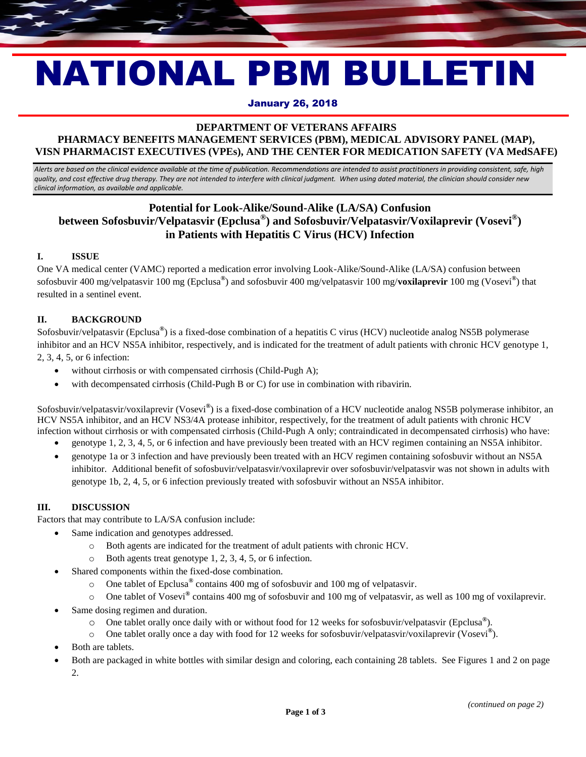# NATIONAL PBM BULLETIN

**January 26, 2018**

**DEPARTMENT OF VETERANS AFFAIRS**
**PHARMACY BENEFITS MANAGEMENT SERVICES (PBM), MEDICAL ADVISORY PANEL (MAP), VISN PHARMACIST EXECUTIVES (VPEs), AND THE CENTER FOR MEDICATION SAFETY (VA MedSAFE)**

*Alerts are based on the clinical evidence available at the time of publication. Recommendations are intended to assist practitioners in providing consistent, safe, high quality, and cost effective drug therapy. They are not intended to interfere with clinical judgment. When using dated material, the clinician should consider new clinical information, as available and applicable.*

## Potential for Look-Alike/Sound-Alike (LA/SA) Confusion between Sofosbuvir/Velpatasvir (Epclusa®) and Sofosbuvir/Velpatasvir/Voxilaprevir (Vosevi®) in Patients with Hepatitis C Virus (HCV) Infection

### I. ISSUE

One VA medical center (VAMC) reported a medication error involving Look-Alike/Sound-Alike (LA/SA) confusion between sofosbuvir 400 mg/velpatasvir 100 mg (Epclusa®) and sofosbuvir 400 mg/velpatasvir 100 mg/**voxilaprevir** 100 mg (Vosevi®) that resulted in a sentinel event.

### II. BACKGROUND

Sofosbuvir/velpatasvir (Epclusa®) is a fixed-dose combination of a hepatitis C virus (HCV) nucleotide analog NS5B polymerase inhibitor and an HCV NS5A inhibitor, respectively, and is indicated for the treatment of adult patients with chronic HCV genotype 1, 2, 3, 4, 5, or 6 infection:

- without cirrhosis or with compensated cirrhosis (Child-Pugh A);
- with decompensated cirrhosis (Child-Pugh B or C) for use in combination with ribavirin.

Sofosbuvir/velpatasvir/voxilaprevir (Vosevi®) is a fixed-dose combination of a HCV nucleotide analog NS5B polymerase inhibitor, an HCV NS5A inhibitor, and an HCV NS3/4A protease inhibitor, respectively, for the treatment of adult patients with chronic HCV infection without cirrhosis or with compensated cirrhosis (Child-Pugh A only; contraindicated in decompensated cirrhosis) who have:

- genotype 1, 2, 3, 4, 5, or 6 infection and have previously been treated with an HCV regimen containing an NS5A inhibitor.
- genotype 1a or 3 infection and have previously been treated with an HCV regimen containing sofosbuvir without an NS5A inhibitor. Additional benefit of sofosbuvir/velpatasvir/voxilaprevir over sofosbuvir/velpatasvir was not shown in adults with genotype 1b, 2, 4, 5, or 6 infection previously treated with sofosbuvir without an NS5A inhibitor.

### III. DISCUSSION

Factors that may contribute to LA/SA confusion include:

- Same indication and genotypes addressed.
  - Both agents are indicated for the treatment of adult patients with chronic HCV.
  - Both agents treat genotype 1, 2, 3, 4, 5, or 6 infection.
- Shared components within the fixed-dose combination.
  - One tablet of Epclusa® contains 400 mg of sofosbuvir and 100 mg of velpatasvir.
  - One tablet of Vosevi® contains 400 mg of sofosbuvir and 100 mg of velpatasvir, as well as 100 mg of voxilaprevir.
- Same dosing regimen and duration.
  - One tablet orally once daily with or without food for 12 weeks for sofosbuvir/velpatasvir (Epclusa®).
  - One tablet orally once a day with food for 12 weeks for sofosbuvir/velpatasvir/voxilaprevir (Vosevi®).
- Both are tablets.
- Both are packaged in white bottles with similar design and coloring, each containing 28 tablets. See Figures 1 and 2 on page 2.

*(continued on page 2)*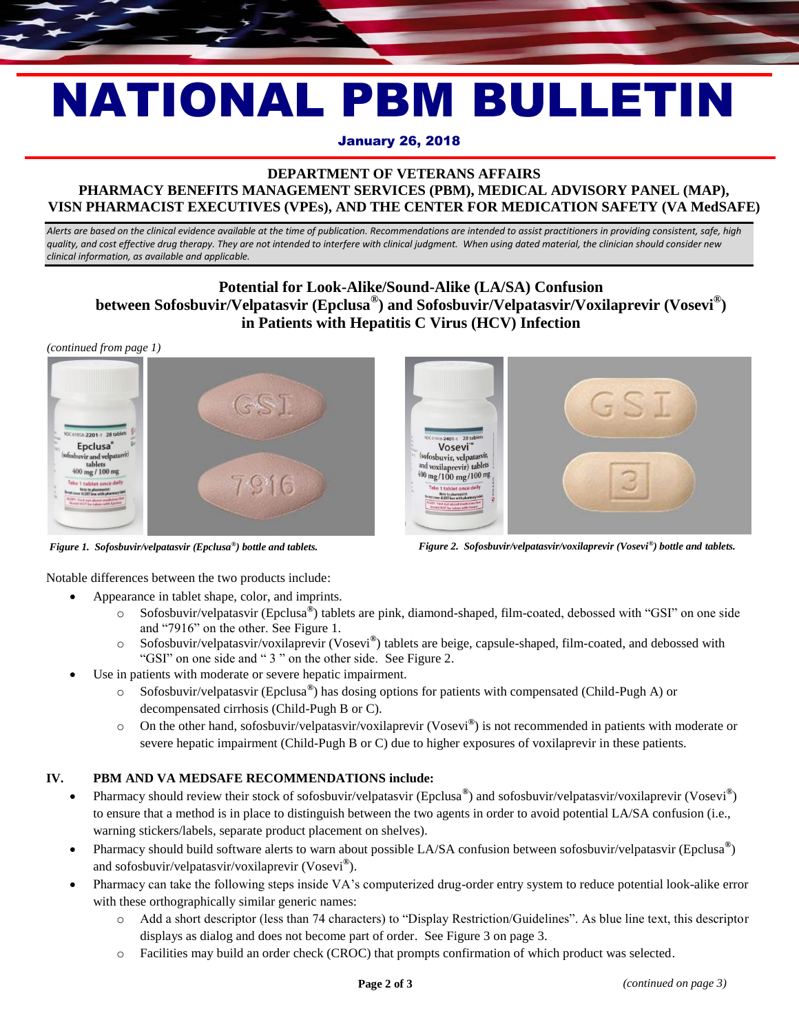# NATIONAL PBM BULLETIN

**January 26, 2018**

**DEPARTMENT OF VETERANS AFFAIRS**
**PHARMACY BENEFITS MANAGEMENT SERVICES (PBM), MEDICAL ADVISORY PANEL (MAP), VISN PHARMACIST EXECUTIVES (VPEs), AND THE CENTER FOR MEDICATION SAFETY (VA MedSAFE)**

*Alerts are based on the clinical evidence available at the time of publication. Recommendations are intended to assist practitioners in providing consistent, safe, high quality, and cost effective drug therapy. They are not intended to interfere with clinical judgment. When using dated material, the clinician should consider new clinical information, as available and applicable.*

## Potential for Look-Alike/Sound-Alike (LA/SA) Confusion between Sofosbuvir/Velpatasvir (Epclusa®) and Sofosbuvir/Velpatasvir/Voxilaprevir (Vosevi®) in Patients with Hepatitis C Virus (HCV) Infection

*(continued from page 1)*

***Figure 1. Sofosbuvir/velpatasvir (Epclusa®) bottle and tablets.***

***Figure 2. Sofosbuvir/velpatasvir/voxilaprevir (Vosevi®) bottle and tablets.***

Notable differences between the two products include:

- Appearance in tablet shape, color, and imprints.
  - Sofosbuvir/velpatasvir (Epclusa®) tablets are pink, diamond-shaped, film-coated, debossed with "GSI" on one side and "7916" on the other. See Figure 1.
  - Sofosbuvir/velpatasvir/voxilaprevir (Vosevi®) tablets are beige, capsule-shaped, film-coated, and debossed with "GSI" on one side and " 3 " on the other side. See Figure 2.
- Use in patients with moderate or severe hepatic impairment.
  - Sofosbuvir/velpatasvir (Epclusa®) has dosing options for patients with compensated (Child-Pugh A) or decompensated cirrhosis (Child-Pugh B or C).
  - On the other hand, sofosbuvir/velpatasvir/voxilaprevir (Vosevi®) is not recommended in patients with moderate or severe hepatic impairment (Child-Pugh B or C) due to higher exposures of voxilaprevir in these patients.

### IV. PBM AND VA MEDSAFE RECOMMENDATIONS include:

- Pharmacy should review their stock of sofosbuvir/velpatasvir (Epclusa®) and sofosbuvir/velpatasvir/voxilaprevir (Vosevi®) to ensure that a method is in place to distinguish between the two agents in order to avoid potential LA/SA confusion (i.e., warning stickers/labels, separate product placement on shelves).
- Pharmacy should build software alerts to warn about possible LA/SA confusion between sofosbuvir/velpatasvir (Epclusa®) and sofosbuvir/velpatasvir/voxilaprevir (Vosevi®).
- Pharmacy can take the following steps inside VA's computerized drug-order entry system to reduce potential look-alike error with these orthographically similar generic names:
  - Add a short descriptor (less than 74 characters) to "Display Restriction/Guidelines". As blue line text, this descriptor displays as dialog and does not become part of order. See Figure 3 on page 3.
  - Facilities may build an order check (CROC) that prompts confirmation of which product was selected.

*(continued on page 3)*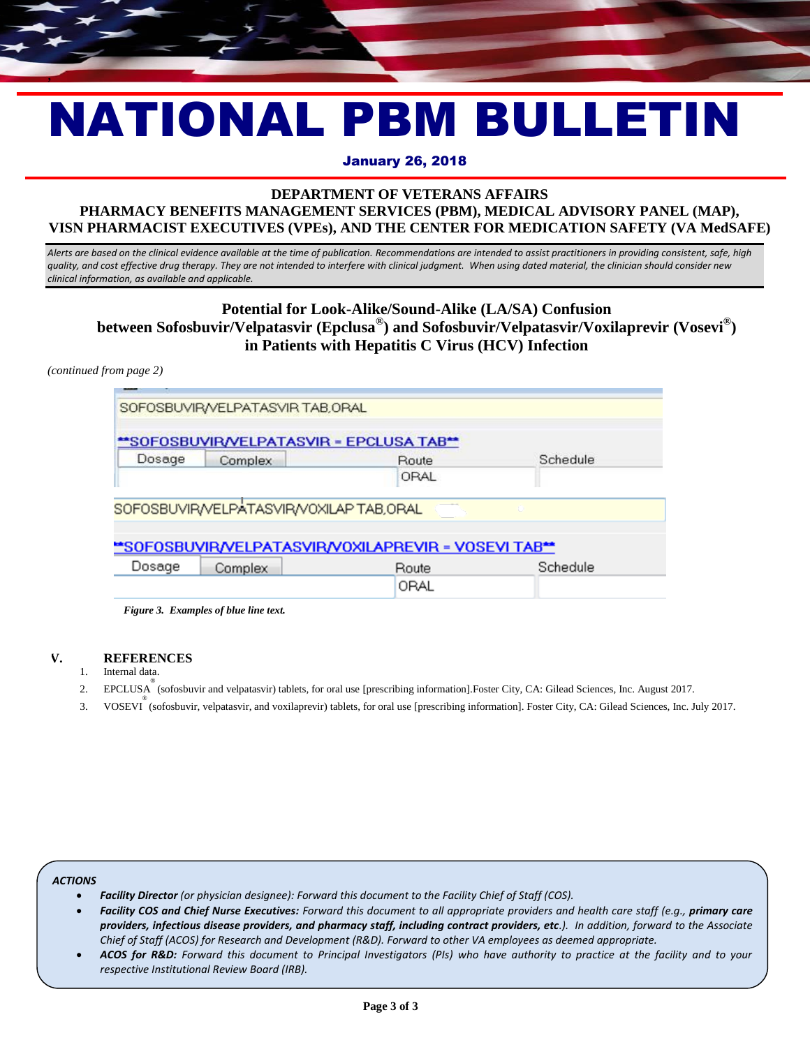# NATIONAL PBM BULLETIN

**January 26, 2018**

**DEPARTMENT OF VETERANS AFFAIRS**
**PHARMACY BENEFITS MANAGEMENT SERVICES (PBM), MEDICAL ADVISORY PANEL (MAP), VISN PHARMACIST EXECUTIVES (VPEs), AND THE CENTER FOR MEDICATION SAFETY (VA MedSAFE)**

*Alerts are based on the clinical evidence available at the time of publication. Recommendations are intended to assist practitioners in providing consistent, safe, high quality, and cost effective drug therapy. They are not intended to interfere with clinical judgment. When using dated material, the clinician should consider new clinical information, as available and applicable.*

## Potential for Look-Alike/Sound-Alike (LA/SA) Confusion between Sofosbuvir/Velpatasvir (Epclusa®) and Sofosbuvir/Velpatasvir/Voxilaprevir (Vosevi®) in Patients with Hepatitis C Virus (HCV) Infection

*(continued from page 2)*

SOFOSBUVIR/VELPATASVIR TAB,ORAL

**SOFOSBUVIR/VELPATASVIR = EPCLUSA TAB**

| Dosage | Complex | Route | Schedule |
|---|---|---|---|
| | | ORAL | |

SOFOSBUVIR/VELPATASVIR/VOXILAP TAB,ORAL

**SOFOSBUVIR/VELPATASVIR/VOXILAPREVIR = VOSEVI TAB**

| Dosage | Complex | Route | Schedule |
|---|---|---|---|
| | | ORAL | |

***Figure 3. Examples of blue line text.***

## V. REFERENCES

1. Internal data.
2. EPCLUSA® (sofosbuvir and velpatasvir) tablets, for oral use [prescribing information].Foster City, CA: Gilead Sciences, Inc. August 2017.
3. VOSEVI® (sofosbuvir, velpatasvir, and voxilaprevir) tablets, for oral use [prescribing information]. Foster City, CA: Gilead Sciences, Inc. July 2017.

---

***ACTIONS***

- ***Facility Director*** *(or physician designee): Forward this document to the Facility Chief of Staff (COS).*
- ***Facility COS and Chief Nurse Executives:*** *Forward this document to all appropriate providers and health care staff (e.g.,* ***primary care providers, infectious disease providers, and pharmacy staff, including contract providers, etc****.). In addition, forward to the Associate Chief of Staff (ACOS) for Research and Development (R&D). Forward to other VA employees as deemed appropriate.*
- ***ACOS for R&D:*** *Forward this document to Principal Investigators (PIs) who have authority to practice at the facility and to your respective Institutional Review Board (IRB).*